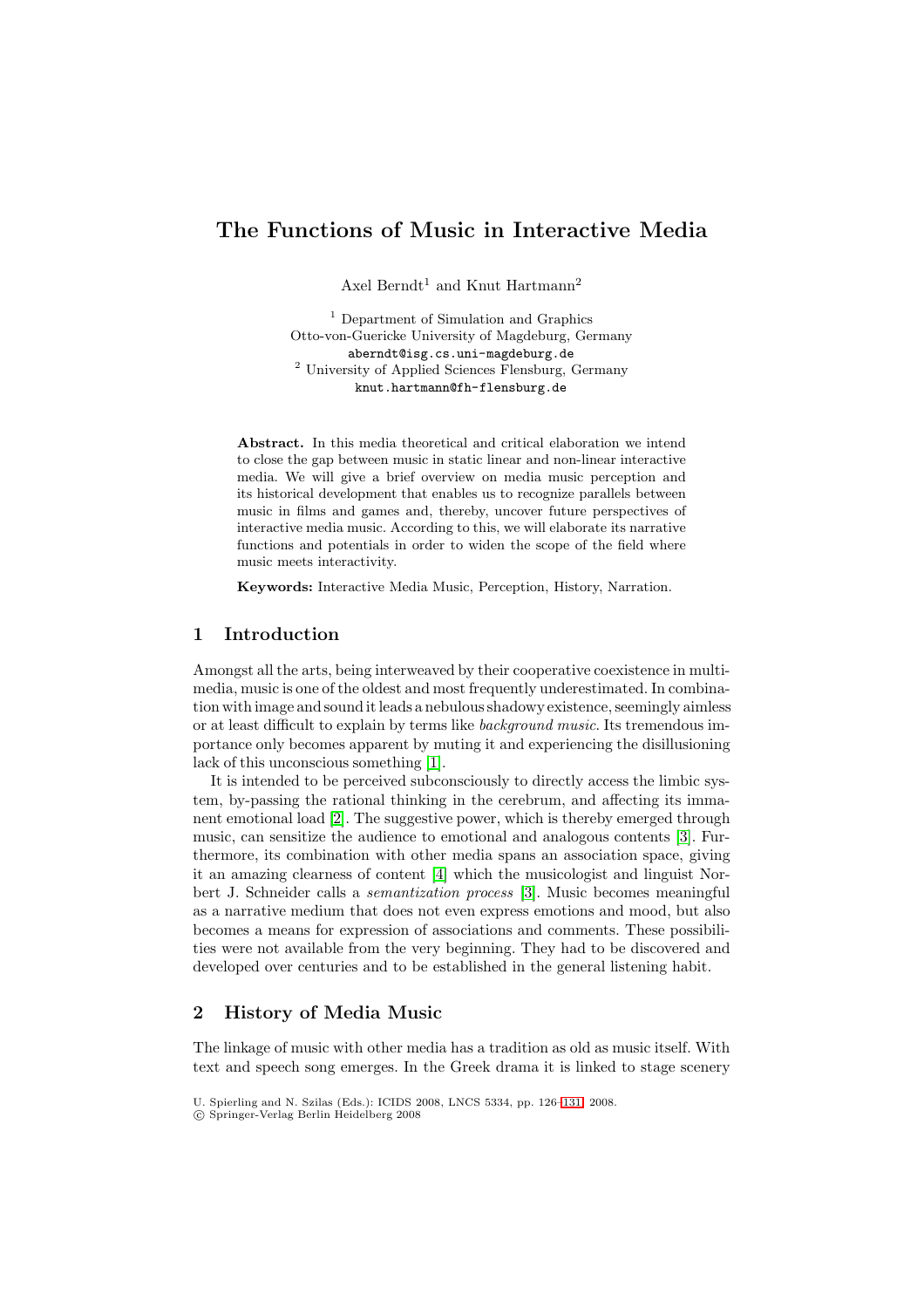# The Functions of Music in Interactive Media

Axel Berndt[1] and Knut Hartmann[2]

[1] Department of Simulation and Graphics
Otto-von-Guericke University of Magdeburg, Germany
aberndt@isg.cs.uni-magdeburg.de

[2] University of Applied Sciences Flensburg, Germany
knut.hartmann@fh-flensburg.de

**Abstract.** In this media theoretical and critical elaboration we intend to close the gap between music in static linear and non-linear interactive media. We will give a brief overview on media music perception and its historical development that enables us to recognize parallels between music in films and games and, thereby, uncover future perspectives of interactive media music. According to this, we will elaborate its narrative functions and potentials in order to widen the scope of the field where music meets interactivity.

**Keywords:** Interactive Media Music, Perception, History, Narration.

## 1 Introduction

Amongst all the arts, being interweaved by their cooperative coexistence in multimedia, music is one of the oldest and most frequently underestimated. In combination with image and sound it leads a nebulous shadowy existence, seemingly aimless or at least difficult to explain by terms like *background music*. Its tremendous importance only becomes apparent by muting it and experiencing the disillusioning lack of this unconscious something [1].

It is intended to be perceived subconsciously to directly access the limbic system, by-passing the rational thinking in the cerebrum, and affecting its immanent emotional load [2]. The suggestive power, which is thereby emerged through music, can sensitize the audience to emotional and analogous contents [3]. Furthermore, its combination with other media spans an association space, giving it an amazing clearness of content [4] which the musicologist and linguist Norbert J. Schneider calls a *semantization process* [3]. Music becomes meaningful as a narrative medium that does not even express emotions and mood, but also becomes a means for expression of associations and comments. These possibilities were not available from the very beginning. They had to be discovered and developed over centuries and to be established in the general listening habit.

## 2 History of Media Music

The linkage of music with other media has a tradition as old as music itself. With text and speech song emerges. In the Greek drama it is linked to stage scenery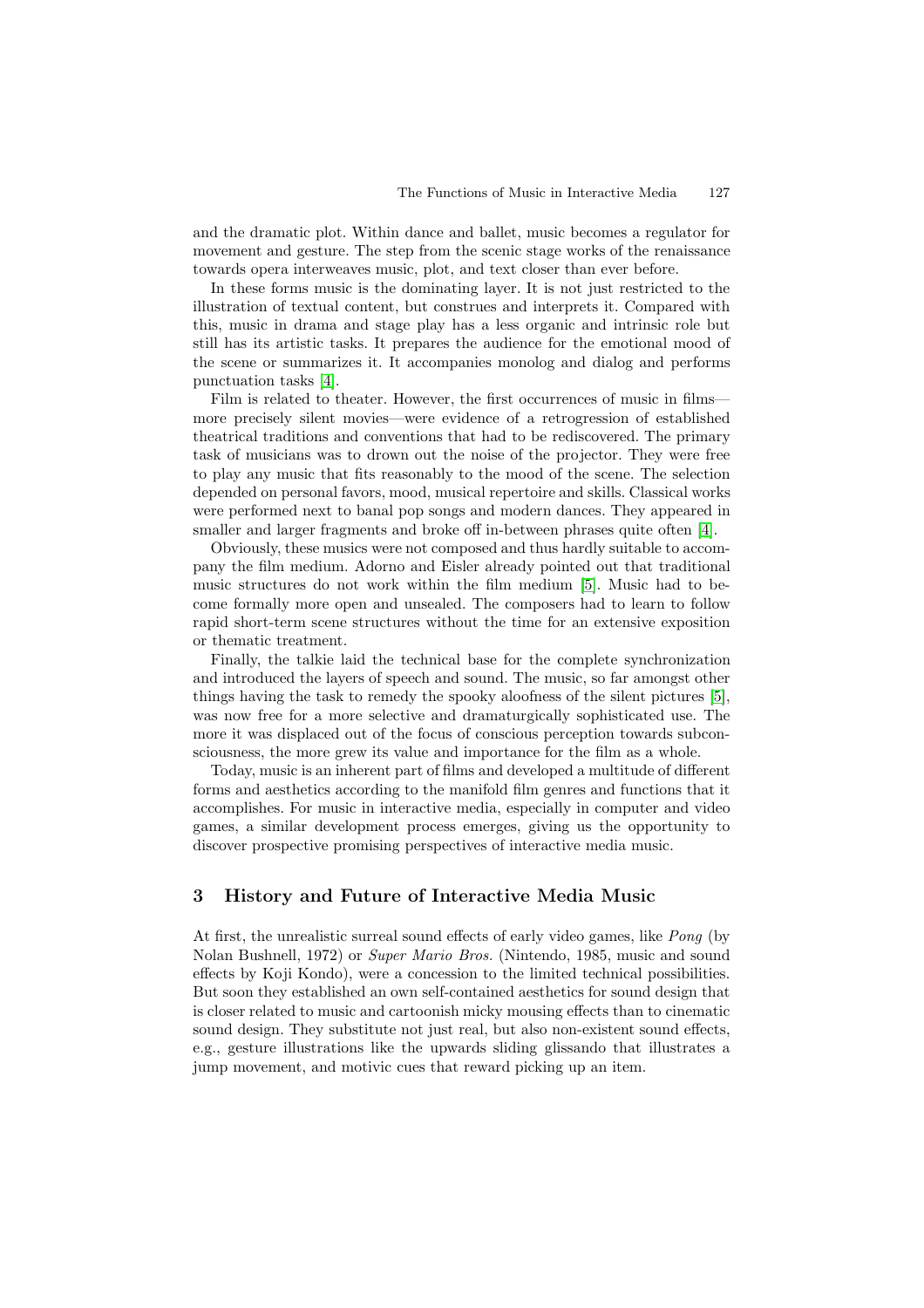and the dramatic plot. Within dance and ballet, music becomes a regulator for movement and gesture. The step from the scenic stage works of the renaissance towards opera interweaves music, plot, and text closer than ever before.

In these forms music is the dominating layer. It is not just restricted to the illustration of textual content, but construes and interprets it. Compared with this, music in drama and stage play has a less organic and intrinsic role but still has its artistic tasks. It prepares the audience for the emotional mood of the scene or summarizes it. It accompanies monolog and dialog and performs punctuation tasks [4].

Film is related to theater. However, the first occurrences of music in films—more precisely silent movies—were evidence of a retrogression of established theatrical traditions and conventions that had to be rediscovered. The primary task of musicians was to drown out the noise of the projector. They were free to play any music that fits reasonably to the mood of the scene. The selection depended on personal favors, mood, musical repertoire and skills. Classical works were performed next to banal pop songs and modern dances. They appeared in smaller and larger fragments and broke off in-between phrases quite often [4].

Obviously, these musics were not composed and thus hardly suitable to accompany the film medium. Adorno and Eisler already pointed out that traditional music structures do not work within the film medium [5]. Music had to become formally more open and unsealed. The composers had to learn to follow rapid short-term scene structures without the time for an extensive exposition or thematic treatment.

Finally, the talkie laid the technical base for the complete synchronization and introduced the layers of speech and sound. The music, so far amongst other things having the task to remedy the spooky aloofness of the silent pictures [5], was now free for a more selective and dramaturgically sophisticated use. The more it was displaced out of the focus of conscious perception towards subconsciousness, the more grew its value and importance for the film as a whole.

Today, music is an inherent part of films and developed a multitude of different forms and aesthetics according to the manifold film genres and functions that it accomplishes. For music in interactive media, especially in computer and video games, a similar development process emerges, giving us the opportunity to discover prospective promising perspectives of interactive media music.

## 3 History and Future of Interactive Media Music

At first, the unrealistic surreal sound effects of early video games, like *Pong* (by Nolan Bushnell, 1972) or *Super Mario Bros.* (Nintendo, 1985, music and sound effects by Koji Kondo), were a concession to the limited technical possibilities. But soon they established an own self-contained aesthetics for sound design that is closer related to music and cartoonish micky mousing effects than to cinematic sound design. They substitute not just real, but also non-existent sound effects, e.g., gesture illustrations like the upwards sliding glissando that illustrates a jump movement, and motivic cues that reward picking up an item.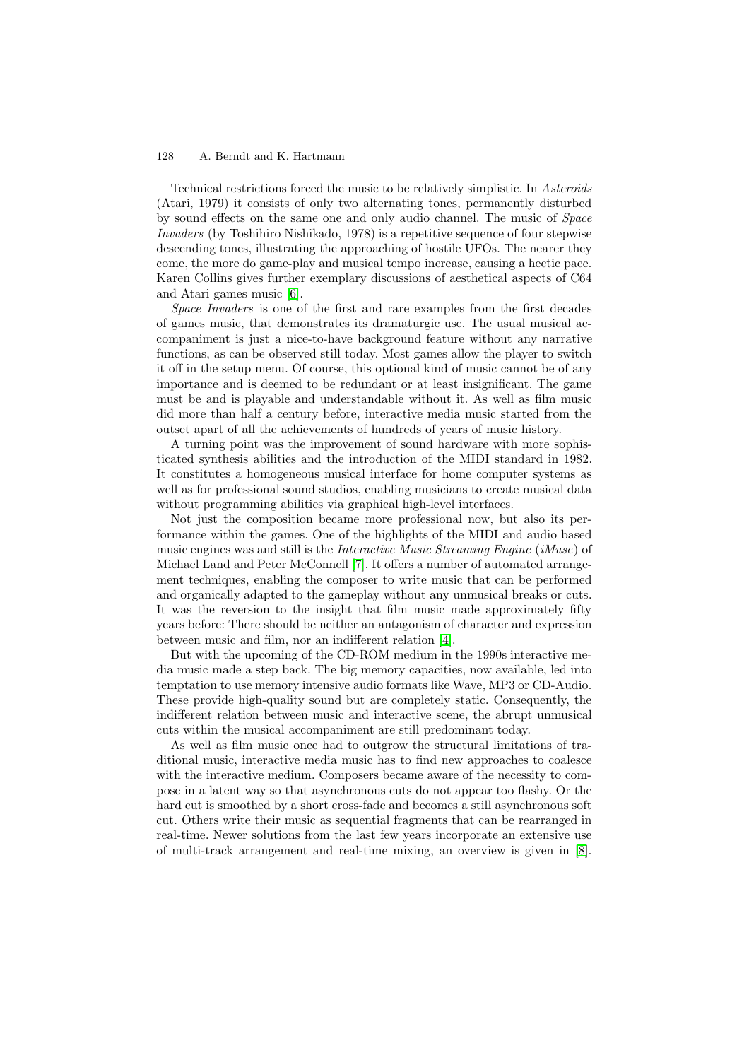Technical restrictions forced the music to be relatively simplistic. In *Asteroids* (Atari, 1979) it consists of only two alternating tones, permanently disturbed by sound effects on the same one and only audio channel. The music of *Space Invaders* (by Toshihiro Nishikado, 1978) is a repetitive sequence of four stepwise descending tones, illustrating the approaching of hostile UFOs. The nearer they come, the more do game-play and musical tempo increase, causing a hectic pace. Karen Collins gives further exemplary discussions of aesthetical aspects of C64 and Atari games music [6].

*Space Invaders* is one of the first and rare examples from the first decades of games music, that demonstrates its dramaturgic use. The usual musical accompaniment is just a nice-to-have background feature without any narrative functions, as can be observed still today. Most games allow the player to switch it off in the setup menu. Of course, this optional kind of music cannot be of any importance and is deemed to be redundant or at least insignificant. The game must be and is playable and understandable without it. As well as film music did more than half a century before, interactive media music started from the outset apart of all the achievements of hundreds of years of music history.

A turning point was the improvement of sound hardware with more sophisticated synthesis abilities and the introduction of the MIDI standard in 1982. It constitutes a homogeneous musical interface for home computer systems as well as for professional sound studios, enabling musicians to create musical data without programming abilities via graphical high-level interfaces.

Not just the composition became more professional now, but also its performance within the games. One of the highlights of the MIDI and audio based music engines was and still is the *Interactive Music Streaming Engine* (*iMuse*) of Michael Land and Peter McConnell [7]. It offers a number of automated arrangement techniques, enabling the composer to write music that can be performed and organically adapted to the gameplay without any unmusical breaks or cuts. It was the reversion to the insight that film music made approximately fifty years before: There should be neither an antagonism of character and expression between music and film, nor an indifferent relation [4].

But with the upcoming of the CD-ROM medium in the 1990s interactive media music made a step back. The big memory capacities, now available, led into temptation to use memory intensive audio formats like Wave, MP3 or CD-Audio. These provide high-quality sound but are completely static. Consequently, the indifferent relation between music and interactive scene, the abrupt unmusical cuts within the musical accompaniment are still predominant today.

As well as film music once had to outgrow the structural limitations of traditional music, interactive media music has to find new approaches to coalesce with the interactive medium. Composers became aware of the necessity to compose in a latent way so that asynchronous cuts do not appear too flashy. Or the hard cut is smoothed by a short cross-fade and becomes a still asynchronous soft cut. Others write their music as sequential fragments that can be rearranged in real-time. Newer solutions from the last few years incorporate an extensive use of multi-track arrangement and real-time mixing, an overview is given in [8].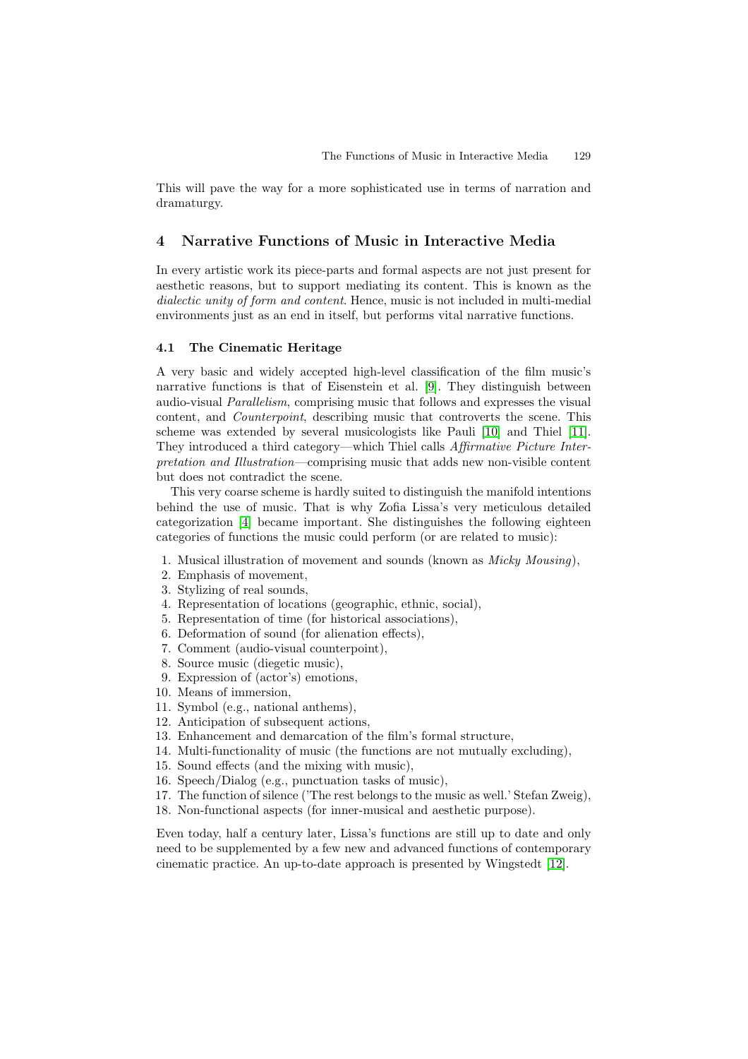This will pave the way for a more sophisticated use in terms of narration and dramaturgy.

## 4 Narrative Functions of Music in Interactive Media

In every artistic work its piece-parts and formal aspects are not just present for aesthetic reasons, but to support mediating its content. This is known as the *dialectic unity of form and content*. Hence, music is not included in multi-medial environments just as an end in itself, but performs vital narrative functions.

### 4.1 The Cinematic Heritage

A very basic and widely accepted high-level classification of the film music's narrative functions is that of Eisenstein et al. [9]. They distinguish between audio-visual *Parallelism*, comprising music that follows and expresses the visual content, and *Counterpoint*, describing music that controverts the scene. This scheme was extended by several musicologists like Pauli [10] and Thiel [11]. They introduced a third category—which Thiel calls *Affirmative Picture Interpretation and Illustration*—comprising music that adds new non-visible content but does not contradict the scene.

This very coarse scheme is hardly suited to distinguish the manifold intentions behind the use of music. That is why Zofia Lissa's very meticulous detailed categorization [4] became important. She distinguishes the following eighteen categories of functions the music could perform (or are related to music):

1. Musical illustration of movement and sounds (known as *Micky Mousing*),
2. Emphasis of movement,
3. Stylizing of real sounds,
4. Representation of locations (geographic, ethnic, social),
5. Representation of time (for historical associations),
6. Deformation of sound (for alienation effects),
7. Comment (audio-visual counterpoint),
8. Source music (diegetic music),
9. Expression of (actor's) emotions,
10. Means of immersion,
11. Symbol (e.g., national anthems),
12. Anticipation of subsequent actions,
13. Enhancement and demarcation of the film's formal structure,
14. Multi-functionality of music (the functions are not mutually excluding),
15. Sound effects (and the mixing with music),
16. Speech/Dialog (e.g., punctuation tasks of music),
17. The function of silence ('The rest belongs to the music as well.' Stefan Zweig),
18. Non-functional aspects (for inner-musical and aesthetic purpose).

Even today, half a century later, Lissa's functions are still up to date and only need to be supplemented by a few new and advanced functions of contemporary cinematic practice. An up-to-date approach is presented by Wingstedt [12].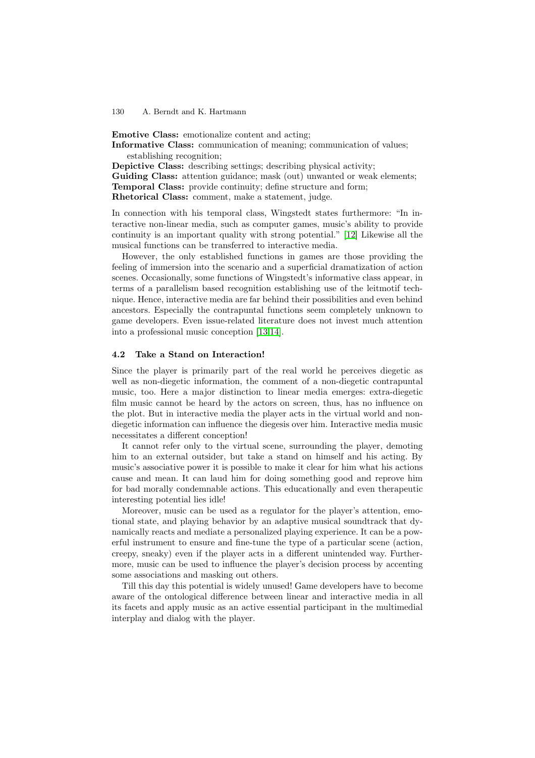**Emotive Class:** emotionalize content and acting;
**Informative Class:** communication of meaning; communication of values; establishing recognition;
**Depictive Class:** describing settings; describing physical activity;
**Guiding Class:** attention guidance; mask (out) unwanted or weak elements;
**Temporal Class:** provide continuity; define structure and form;
**Rhetorical Class:** comment, make a statement, judge.

In connection with his temporal class, Wingstedt states furthermore: "In interactive non-linear media, such as computer games, music's ability to provide continuity is an important quality with strong potential." [12] Likewise all the musical functions can be transferred to interactive media.

However, the only established functions in games are those providing the feeling of immersion into the scenario and a superficial dramatization of action scenes. Occasionally, some functions of Wingstedt's informative class appear, in terms of a parallelism based recognition establishing use of the leitmotif technique. Hence, interactive media are far behind their possibilities and even behind ancestors. Especially the contrapuntal functions seem completely unknown to game developers. Even issue-related literature does not invest much attention into a professional music conception [13,14].

### 4.2 Take a Stand on Interaction!

Since the player is primarily part of the real world he perceives diegetic as well as non-diegetic information, the comment of a non-diegetic contrapuntal music, too. Here a major distinction to linear media emerges: extra-diegetic film music cannot be heard by the actors on screen, thus, has no influence on the plot. But in interactive media the player acts in the virtual world and non-diegetic information can influence the diegesis over him. Interactive media music necessitates a different conception!

It cannot refer only to the virtual scene, surrounding the player, demoting him to an external outsider, but take a stand on himself and his acting. By music's associative power it is possible to make it clear for him what his actions cause and mean. It can laud him for doing something good and reprove him for bad morally condemnable actions. This educationally and even therapeutic interesting potential lies idle!

Moreover, music can be used as a regulator for the player's attention, emotional state, and playing behavior by an adaptive musical soundtrack that dynamically reacts and mediate a personalized playing experience. It can be a powerful instrument to ensure and fine-tune the type of a particular scene (action, creepy, sneaky) even if the player acts in a different unintended way. Furthermore, music can be used to influence the player's decision process by accenting some associations and masking out others.

Till this day this potential is widely unused! Game developers have to become aware of the ontological difference between linear and interactive media in all its facets and apply music as an active essential participant in the multimedial interplay and dialog with the player.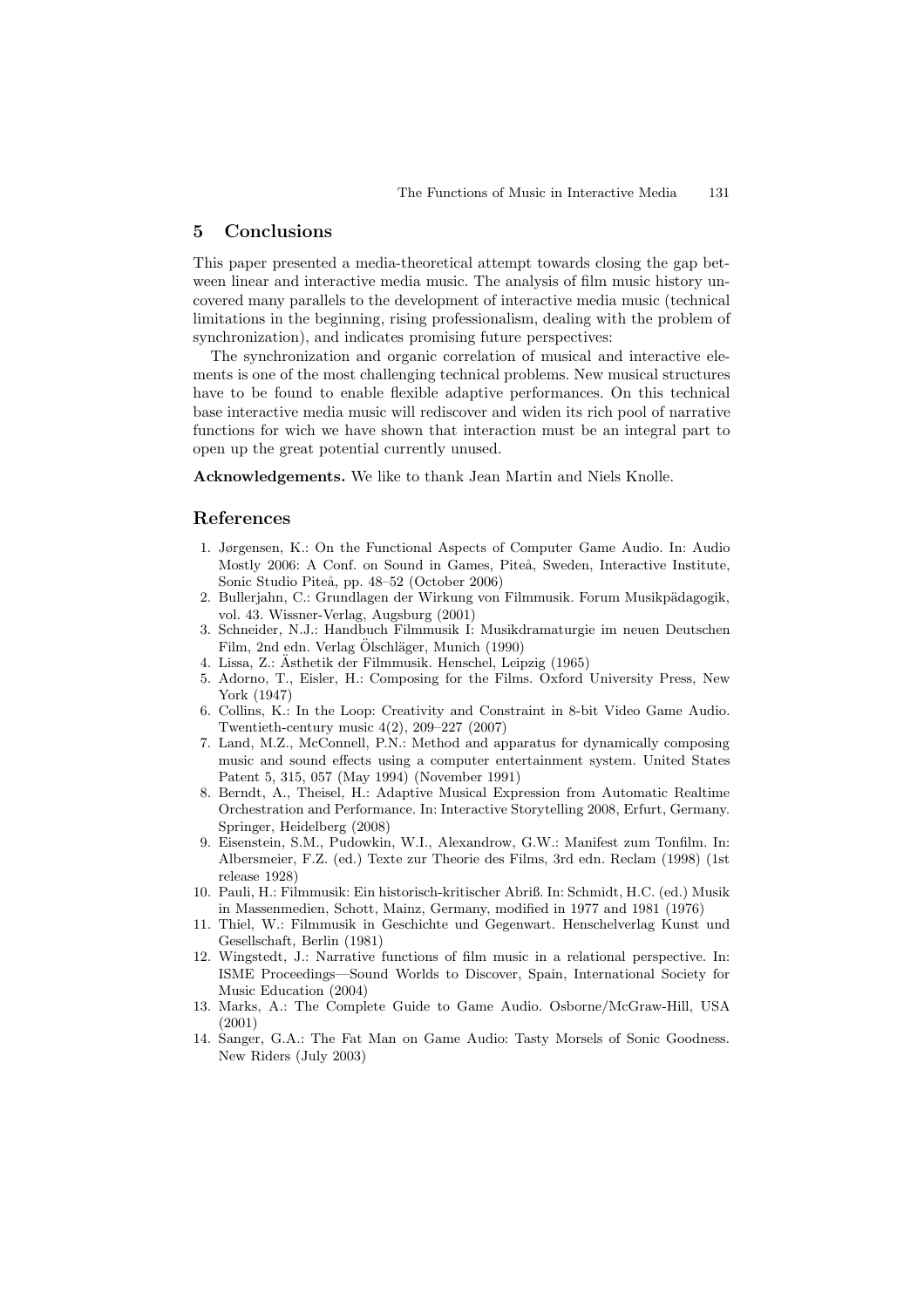## 5 Conclusions

This paper presented a media-theoretical attempt towards closing the gap between linear and interactive media music. The analysis of film music history uncovered many parallels to the development of interactive media music (technical limitations in the beginning, rising professionalism, dealing with the problem of synchronization), and indicates promising future perspectives:

The synchronization and organic correlation of musical and interactive elements is one of the most challenging technical problems. New musical structures have to be found to enable flexible adaptive performances. On this technical base interactive media music will rediscover and widen its rich pool of narrative functions for wich we have shown that interaction must be an integral part to open up the great potential currently unused.

**Acknowledgements.** We like to thank Jean Martin and Niels Knolle.

## References

1. Jørgensen, K.: On the Functional Aspects of Computer Game Audio. In: Audio Mostly 2006: A Conf. on Sound in Games, Piteå, Sweden, Interactive Institute, Sonic Studio Piteå, pp. 48–52 (October 2006)
2. Bullerjahn, C.: Grundlagen der Wirkung von Filmmusik. Forum Musikpädagogik, vol. 43. Wissner-Verlag, Augsburg (2001)
3. Schneider, N.J.: Handbuch Filmmusik I: Musikdramaturgie im neuen Deutschen Film, 2nd edn. Verlag Ölschläger, Munich (1990)
4. Lissa, Z.: Ästhetik der Filmmusik. Henschel, Leipzig (1965)
5. Adorno, T., Eisler, H.: Composing for the Films. Oxford University Press, New York (1947)
6. Collins, K.: In the Loop: Creativity and Constraint in 8-bit Video Game Audio. Twentieth-century music 4(2), 209–227 (2007)
7. Land, M.Z., McConnell, P.N.: Method and apparatus for dynamically composing music and sound effects using a computer entertainment system. United States Patent 5, 315, 057 (May 1994) (November 1991)
8. Berndt, A., Theisel, H.: Adaptive Musical Expression from Automatic Realtime Orchestration and Performance. In: Interactive Storytelling 2008, Erfurt, Germany. Springer, Heidelberg (2008)
9. Eisenstein, S.M., Pudowkin, W.I., Alexandrow, G.W.: Manifest zum Tonfilm. In: Albersmeier, F.Z. (ed.) Texte zur Theorie des Films, 3rd edn. Reclam (1998) (1st release 1928)
10. Pauli, H.: Filmmusik: Ein historisch-kritischer Abriß. In: Schmidt, H.C. (ed.) Musik in Massenmedien, Schott, Mainz, Germany, modified in 1977 and 1981 (1976)
11. Thiel, W.: Filmmusik in Geschichte und Gegenwart. Henschelverlag Kunst und Gesellschaft, Berlin (1981)
12. Wingstedt, J.: Narrative functions of film music in a relational perspective. In: ISME Proceedings—Sound Worlds to Discover, Spain, International Society for Music Education (2004)
13. Marks, A.: The Complete Guide to Game Audio. Osborne/McGraw-Hill, USA (2001)
14. Sanger, G.A.: The Fat Man on Game Audio: Tasty Morsels of Sonic Goodness. New Riders (July 2003)